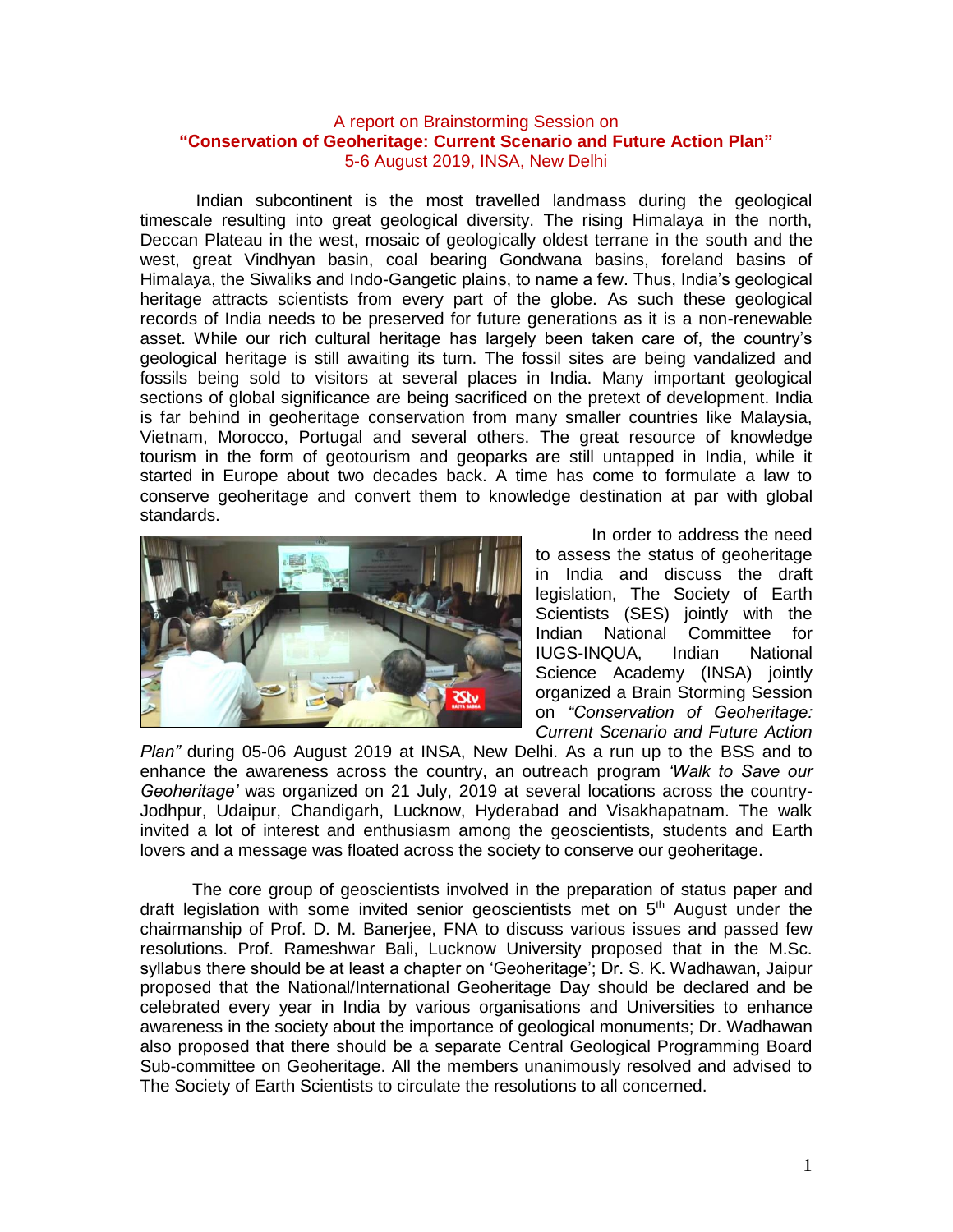# A report on Brainstorming Session on
## "Conservation of Geoheritage: Current Scenario and Future Action Plan"
5-6 August 2019, INSA, New Delhi

Indian subcontinent is the most travelled landmass during the geological timescale resulting into great geological diversity. The rising Himalaya in the north, Deccan Plateau in the west, mosaic of geologically oldest terrane in the south and the west, great Vindhyan basin, coal bearing Gondwana basins, foreland basins of Himalaya, the Siwaliks and Indo-Gangetic plains, to name a few. Thus, India's geological heritage attracts scientists from every part of the globe. As such these geological records of India needs to be preserved for future generations as it is a non-renewable asset. While our rich cultural heritage has largely been taken care of, the country's geological heritage is still awaiting its turn. The fossil sites are being vandalized and fossils being sold to visitors at several places in India. Many important geological sections of global significance are being sacrificed on the pretext of development. India is far behind in geoheritage conservation from many smaller countries like Malaysia, Vietnam, Morocco, Portugal and several others. The great resource of knowledge tourism in the form of geotourism and geoparks are still untapped in India, while it started in Europe about two decades back. A time has come to formulate a law to conserve geoheritage and convert them to knowledge destination at par with global standards.

In order to address the need to assess the status of geoheritage in India and discuss the draft legislation, The Society of Earth Scientists (SES) jointly with the Indian National Committee for IUGS-INQUA, Indian National Science Academy (INSA) jointly organized a Brain Storming Session on *"Conservation of Geoheritage: Current Scenario and Future Action Plan"* during 05-06 August 2019 at INSA, New Delhi. As a run up to the BSS and to enhance the awareness across the country, an outreach program *'Walk to Save our Geoheritage'* was organized on 21 July, 2019 at several locations across the country- Jodhpur, Udaipur, Chandigarh, Lucknow, Hyderabad and Visakhapatnam. The walk invited a lot of interest and enthusiasm among the geoscientists, students and Earth lovers and a message was floated across the society to conserve our geoheritage.

The core group of geoscientists involved in the preparation of status paper and draft legislation with some invited senior geoscientists met on 5th August under the chairmanship of Prof. D. M. Banerjee, FNA to discuss various issues and passed few resolutions. Prof. Rameshwar Bali, Lucknow University proposed that in the M.Sc. syllabus there should be at least a chapter on 'Geoheritage'; Dr. S. K. Wadhawan, Jaipur proposed that the National/International Geoheritage Day should be declared and be celebrated every year in India by various organisations and Universities to enhance awareness in the society about the importance of geological monuments; Dr. Wadhawan also proposed that there should be a separate Central Geological Programming Board Sub-committee on Geoheritage. All the members unanimously resolved and advised to The Society of Earth Scientists to circulate the resolutions to all concerned.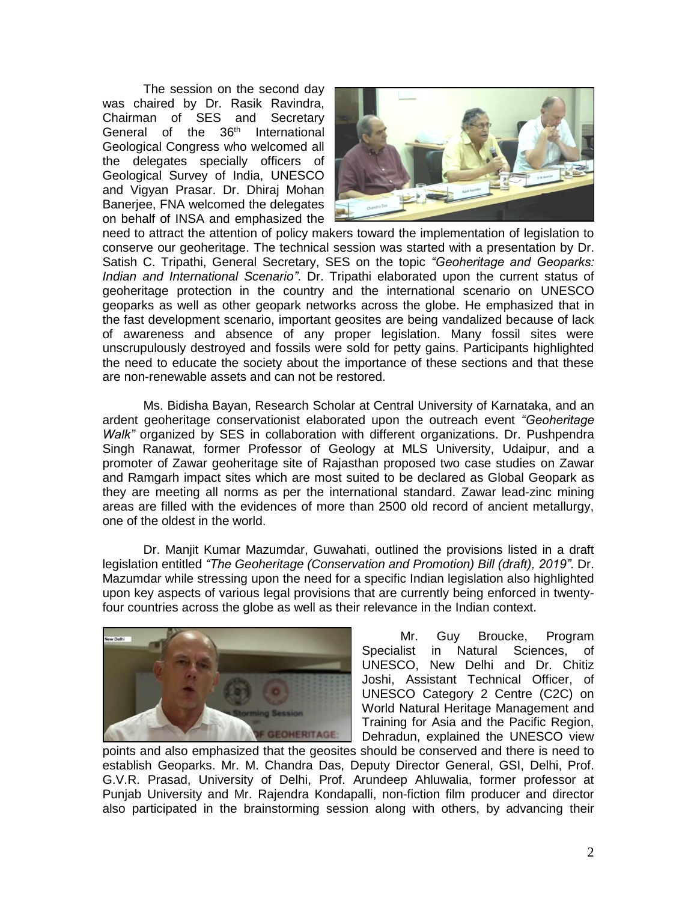The session on the second day was chaired by Dr. Rasik Ravindra, Chairman of SES and Secretary General of the 36th International Geological Congress who welcomed all the delegates specially officers of Geological Survey of India, UNESCO and Vigyan Prasar. Dr. Dhiraj Mohan Banerjee, FNA welcomed the delegates on behalf of INSA and emphasized the need to attract the attention of policy makers toward the implementation of legislation to conserve our geoheritage. The technical session was started with a presentation by Dr. Satish C. Tripathi, General Secretary, SES on the topic *"Geoheritage and Geoparks: Indian and International Scenario"*. Dr. Tripathi elaborated upon the current status of geoheritage protection in the country and the international scenario on UNESCO geoparks as well as other geopark networks across the globe. He emphasized that in the fast development scenario, important geosites are being vandalized because of lack of awareness and absence of any proper legislation. Many fossil sites were unscrupulously destroyed and fossils were sold for petty gains. Participants highlighted the need to educate the society about the importance of these sections and that these are non-renewable assets and can not be restored.

Ms. Bidisha Bayan, Research Scholar at Central University of Karnataka, and an ardent geoheritage conservationist elaborated upon the outreach event *"Geoheritage Walk"* organized by SES in collaboration with different organizations. Dr. Pushpendra Singh Ranawat, former Professor of Geology at MLS University, Udaipur, and a promoter of Zawar geoheritage site of Rajasthan proposed two case studies on Zawar and Ramgarh impact sites which are most suited to be declared as Global Geopark as they are meeting all norms as per the international standard. Zawar lead-zinc mining areas are filled with the evidences of more than 2500 old record of ancient metallurgy, one of the oldest in the world.

Dr. Manjit Kumar Mazumdar, Guwahati, outlined the provisions listed in a draft legislation entitled *"The Geoheritage (Conservation and Promotion) Bill (draft), 2019"*. Dr. Mazumdar while stressing upon the need for a specific Indian legislation also highlighted upon key aspects of various legal provisions that are currently being enforced in twenty-four countries across the globe as well as their relevance in the Indian context.

Mr. Guy Broucke, Program Specialist in Natural Sciences, of UNESCO, New Delhi and Dr. Chitiz Joshi, Assistant Technical Officer, of UNESCO Category 2 Centre (C2C) on World Natural Heritage Management and Training for Asia and the Pacific Region, Dehradun, explained the UNESCO view points and also emphasized that the geosites should be conserved and there is need to establish Geoparks. Mr. M. Chandra Das, Deputy Director General, GSI, Delhi, Prof. G.V.R. Prasad, University of Delhi, Prof. Arundeep Ahluwalia, former professor at Punjab University and Mr. Rajendra Kondapalli, non-fiction film producer and director also participated in the brainstorming session along with others, by advancing their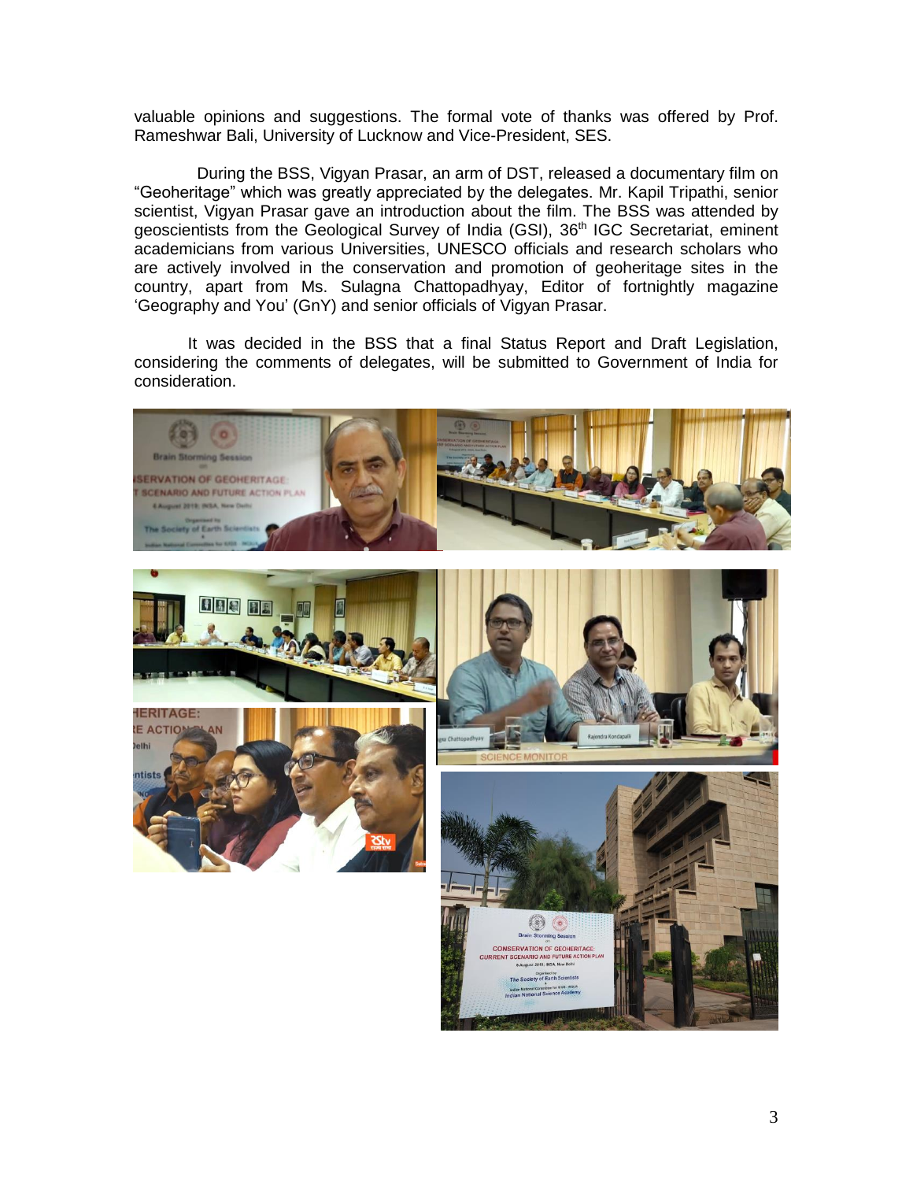valuable opinions and suggestions. The formal vote of thanks was offered by Prof. Rameshwar Bali, University of Lucknow and Vice-President, SES.

During the BSS, Vigyan Prasar, an arm of DST, released a documentary film on "Geoheritage" which was greatly appreciated by the delegates. Mr. Kapil Tripathi, senior scientist, Vigyan Prasar gave an introduction about the film. The BSS was attended by geoscientists from the Geological Survey of India (GSI), 36th IGC Secretariat, eminent academicians from various Universities, UNESCO officials and research scholars who are actively involved in the conservation and promotion of geoheritage sites in the country, apart from Ms. Sulagna Chattopadhyay, Editor of fortnightly magazine 'Geography and You' (GnY) and senior officials of Vigyan Prasar.

It was decided in the BSS that a final Status Report and Draft Legislation, considering the comments of delegates, will be submitted to Government of India for consideration.